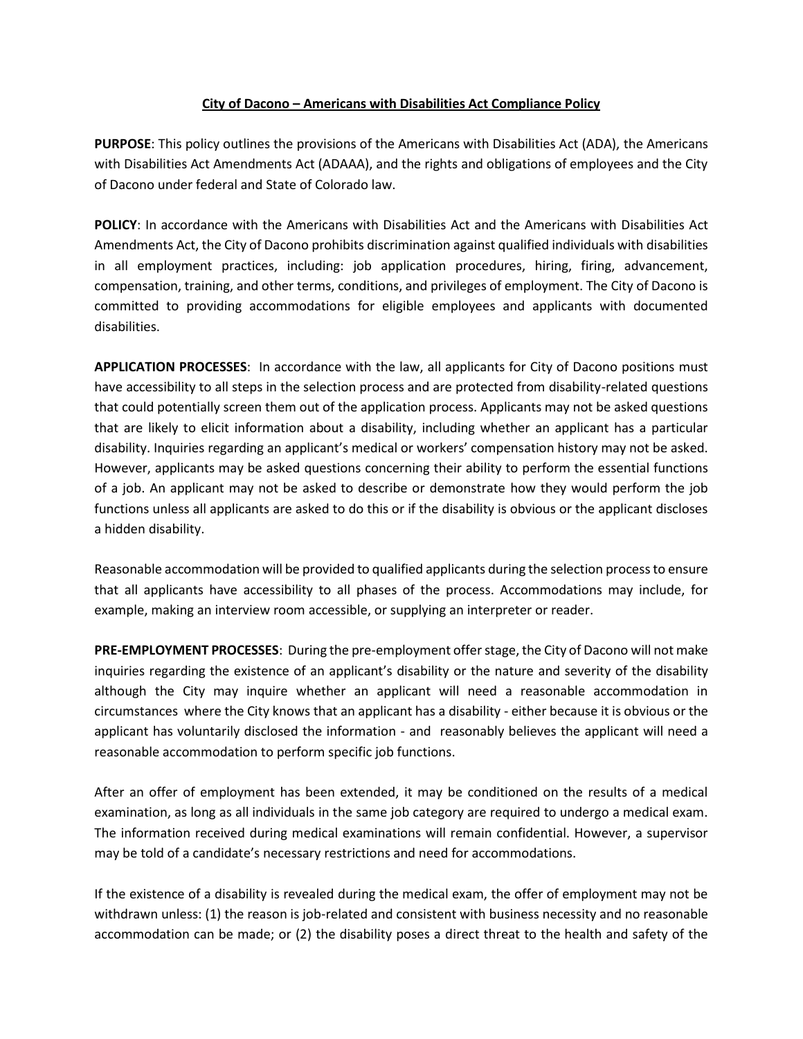# City of Dacono – Americans with Disabilities Act Compliance Policy

**PURPOSE**: This policy outlines the provisions of the Americans with Disabilities Act (ADA), the Americans with Disabilities Act Amendments Act (ADAAA), and the rights and obligations of employees and the City of Dacono under federal and State of Colorado law.

**POLICY**: In accordance with the Americans with Disabilities Act and the Americans with Disabilities Act Amendments Act, the City of Dacono prohibits discrimination against qualified individuals with disabilities in all employment practices, including: job application procedures, hiring, firing, advancement, compensation, training, and other terms, conditions, and privileges of employment. The City of Dacono is committed to providing accommodations for eligible employees and applicants with documented disabilities.

**APPLICATION PROCESSES**: In accordance with the law, all applicants for City of Dacono positions must have accessibility to all steps in the selection process and are protected from disability-related questions that could potentially screen them out of the application process. Applicants may not be asked questions that are likely to elicit information about a disability, including whether an applicant has a particular disability. Inquiries regarding an applicant's medical or workers' compensation history may not be asked. However, applicants may be asked questions concerning their ability to perform the essential functions of a job. An applicant may not be asked to describe or demonstrate how they would perform the job functions unless all applicants are asked to do this or if the disability is obvious or the applicant discloses a hidden disability.

Reasonable accommodation will be provided to qualified applicants during the selection process to ensure that all applicants have accessibility to all phases of the process. Accommodations may include, for example, making an interview room accessible, or supplying an interpreter or reader.

**PRE-EMPLOYMENT PROCESSES**: During the pre-employment offer stage, the City of Dacono will not make inquiries regarding the existence of an applicant's disability or the nature and severity of the disability although the City may inquire whether an applicant will need a reasonable accommodation in circumstances where the City knows that an applicant has a disability - either because it is obvious or the applicant has voluntarily disclosed the information - and reasonably believes the applicant will need a reasonable accommodation to perform specific job functions.

After an offer of employment has been extended, it may be conditioned on the results of a medical examination, as long as all individuals in the same job category are required to undergo a medical exam. The information received during medical examinations will remain confidential. However, a supervisor may be told of a candidate's necessary restrictions and need for accommodations.

If the existence of a disability is revealed during the medical exam, the offer of employment may not be withdrawn unless: (1) the reason is job-related and consistent with business necessity and no reasonable accommodation can be made; or (2) the disability poses a direct threat to the health and safety of the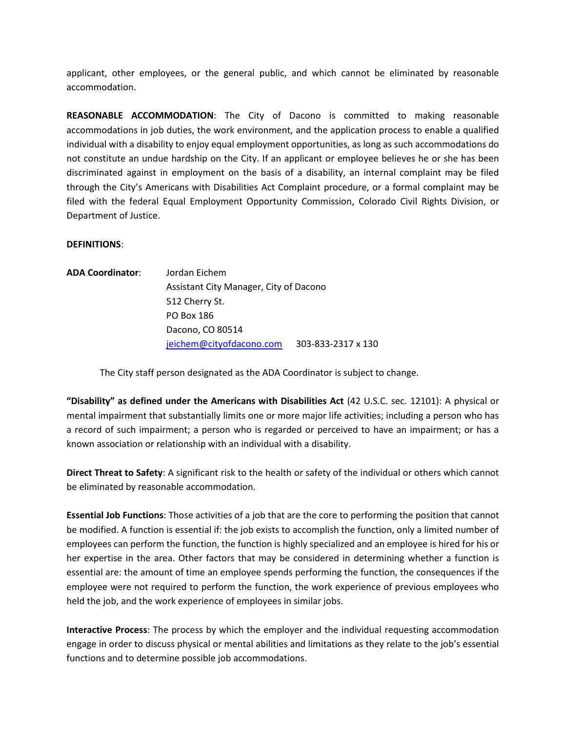applicant, other employees, or the general public, and which cannot be eliminated by reasonable accommodation.

**REASONABLE ACCOMMODATION**: The City of Dacono is committed to making reasonable accommodations in job duties, the work environment, and the application process to enable a qualified individual with a disability to enjoy equal employment opportunities, as long as such accommodations do not constitute an undue hardship on the City. If an applicant or employee believes he or she has been discriminated against in employment on the basis of a disability, an internal complaint may be filed through the City's Americans with Disabilities Act Complaint procedure, or a formal complaint may be filed with the federal Equal Employment Opportunity Commission, Colorado Civil Rights Division, or Department of Justice.

**DEFINITIONS**:

**ADA Coordinator**:

Jordan Eichem
Assistant City Manager, City of Dacono
512 Cherry St.
PO Box 186
Dacono, CO 80514
jeichem@cityofdacono.com 303-833-2317 x 130

The City staff person designated as the ADA Coordinator is subject to change.

**"Disability" as defined under the Americans with Disabilities Act** (42 U.S.C. sec. 12101): A physical or mental impairment that substantially limits one or more major life activities; including a person who has a record of such impairment; a person who is regarded or perceived to have an impairment; or has a known association or relationship with an individual with a disability.

**Direct Threat to Safety**: A significant risk to the health or safety of the individual or others which cannot be eliminated by reasonable accommodation.

**Essential Job Functions**: Those activities of a job that are the core to performing the position that cannot be modified. A function is essential if: the job exists to accomplish the function, only a limited number of employees can perform the function, the function is highly specialized and an employee is hired for his or her expertise in the area. Other factors that may be considered in determining whether a function is essential are: the amount of time an employee spends performing the function, the consequences if the employee were not required to perform the function, the work experience of previous employees who held the job, and the work experience of employees in similar jobs.

**Interactive Process**: The process by which the employer and the individual requesting accommodation engage in order to discuss physical or mental abilities and limitations as they relate to the job's essential functions and to determine possible job accommodations.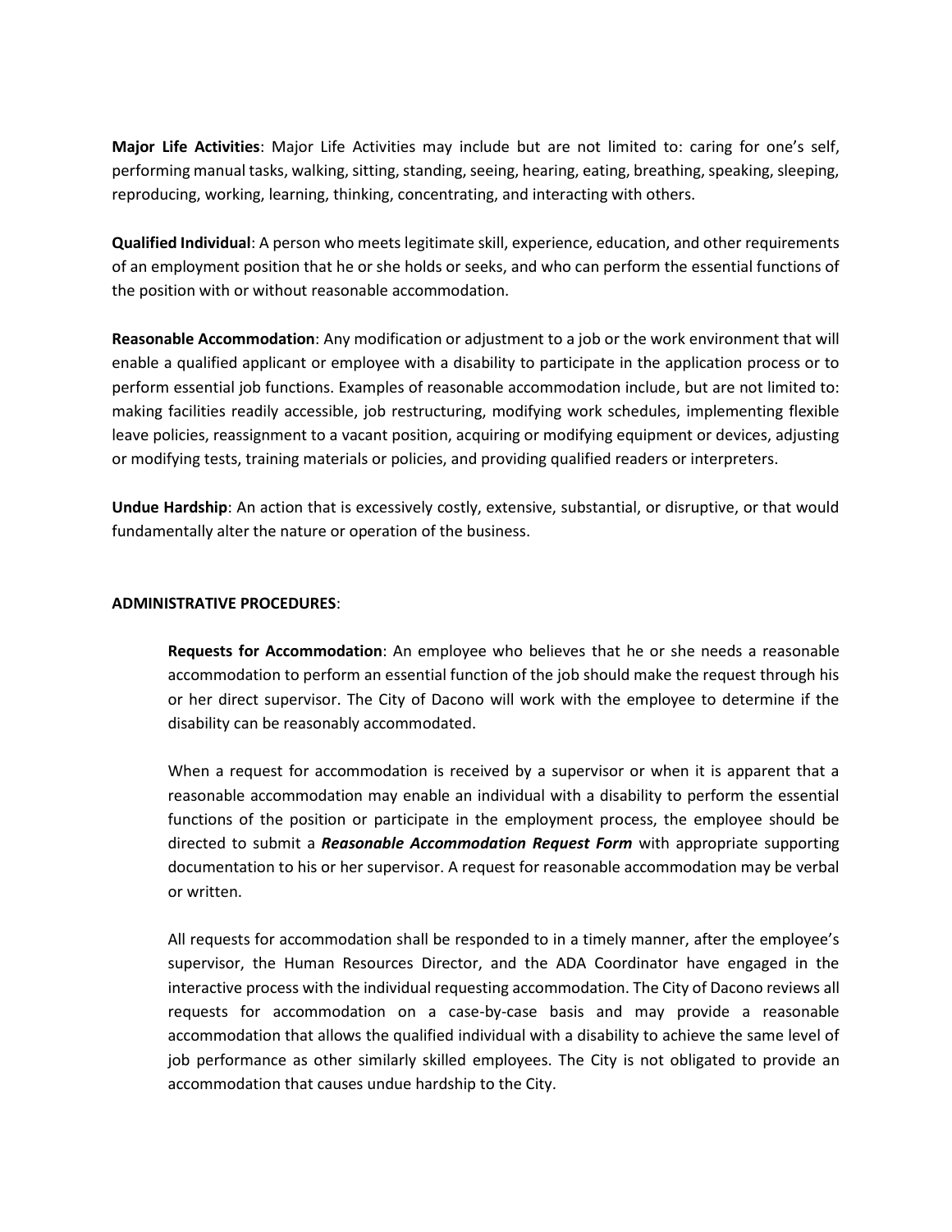**Major Life Activities**: Major Life Activities may include but are not limited to: caring for one's self, performing manual tasks, walking, sitting, standing, seeing, hearing, eating, breathing, speaking, sleeping, reproducing, working, learning, thinking, concentrating, and interacting with others.

**Qualified Individual**: A person who meets legitimate skill, experience, education, and other requirements of an employment position that he or she holds or seeks, and who can perform the essential functions of the position with or without reasonable accommodation.

**Reasonable Accommodation**: Any modification or adjustment to a job or the work environment that will enable a qualified applicant or employee with a disability to participate in the application process or to perform essential job functions. Examples of reasonable accommodation include, but are not limited to: making facilities readily accessible, job restructuring, modifying work schedules, implementing flexible leave policies, reassignment to a vacant position, acquiring or modifying equipment or devices, adjusting or modifying tests, training materials or policies, and providing qualified readers or interpreters.

**Undue Hardship**: An action that is excessively costly, extensive, substantial, or disruptive, or that would fundamentally alter the nature or operation of the business.

**ADMINISTRATIVE PROCEDURES**:

> **Requests for Accommodation**: An employee who believes that he or she needs a reasonable accommodation to perform an essential function of the job should make the request through his or her direct supervisor. The City of Dacono will work with the employee to determine if the disability can be reasonably accommodated.
>
> When a request for accommodation is received by a supervisor or when it is apparent that a reasonable accommodation may enable an individual with a disability to perform the essential functions of the position or participate in the employment process, the employee should be directed to submit a ***Reasonable Accommodation Request Form*** with appropriate supporting documentation to his or her supervisor. A request for reasonable accommodation may be verbal or written.
>
> All requests for accommodation shall be responded to in a timely manner, after the employee's supervisor, the Human Resources Director, and the ADA Coordinator have engaged in the interactive process with the individual requesting accommodation. The City of Dacono reviews all requests for accommodation on a case-by-case basis and may provide a reasonable accommodation that allows the qualified individual with a disability to achieve the same level of job performance as other similarly skilled employees. The City is not obligated to provide an accommodation that causes undue hardship to the City.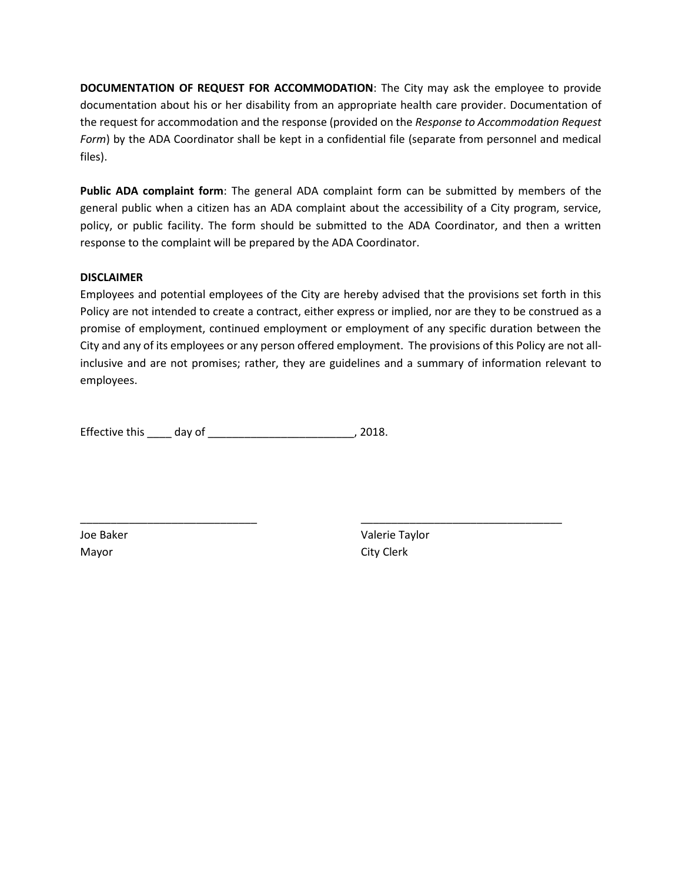**DOCUMENTATION OF REQUEST FOR ACCOMMODATION**: The City may ask the employee to provide documentation about his or her disability from an appropriate health care provider. Documentation of the request for accommodation and the response (provided on the *Response to Accommodation Request Form*) by the ADA Coordinator shall be kept in a confidential file (separate from personnel and medical files).

**Public ADA complaint form**: The general ADA complaint form can be submitted by members of the general public when a citizen has an ADA complaint about the accessibility of a City program, service, policy, or public facility. The form should be submitted to the ADA Coordinator, and then a written response to the complaint will be prepared by the ADA Coordinator.

**DISCLAIMER**

Employees and potential employees of the City are hereby advised that the provisions set forth in this Policy are not intended to create a contract, either express or implied, nor are they to be construed as a promise of employment, continued employment or employment of any specific duration between the City and any of its employees or any person offered employment. The provisions of this Policy are not all-inclusive and are not promises; rather, they are guidelines and a summary of information relevant to employees.

Effective this ____ day of ________________________, 2018.

_____________________________

Joe Baker
Mayor

_________________________________

Valerie Taylor
City Clerk